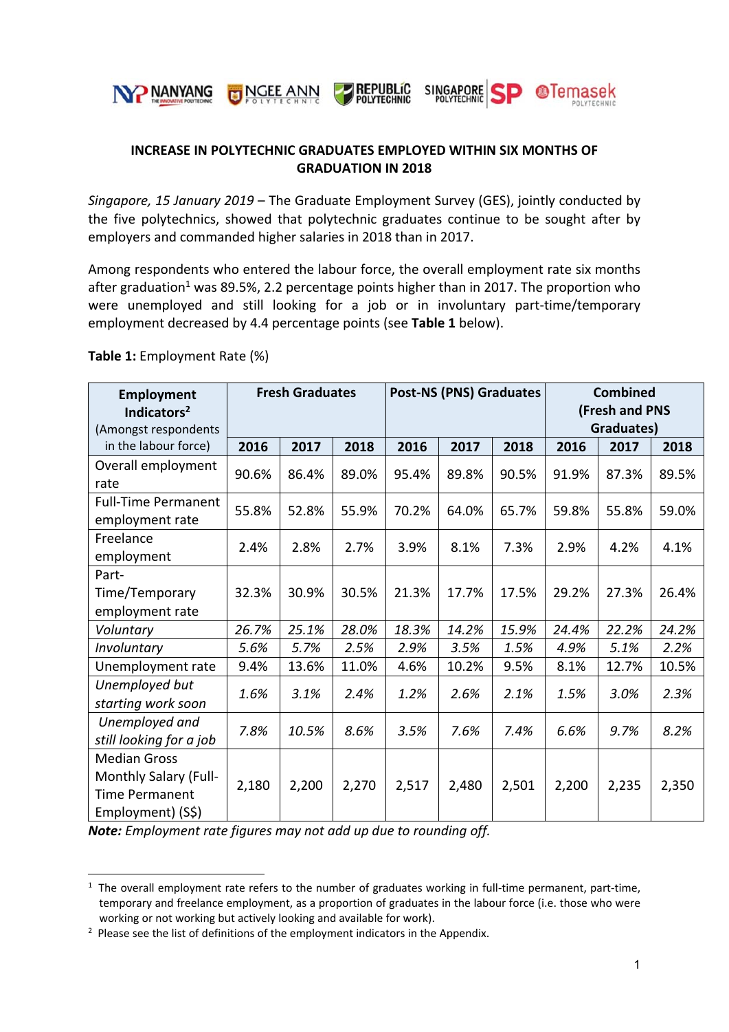**INCREASE IN POLYTECHNIC GRADUATES EMPLOYED WITHIN SIX MONTHS OF GRADUATION IN 2018**

*Singapore, 15 January 2019* – The Graduate Employment Survey (GES), jointly conducted by the five polytechnics, showed that polytechnic graduates continue to be sought after by employers and commanded higher salaries in 2018 than in 2017.

Among respondents who entered the labour force, the overall employment rate six months after graduation[1] was 89.5%, 2.2 percentage points higher than in 2017. The proportion who were unemployed and still looking for a job or in involuntary part-time/temporary employment decreased by 4.4 percentage points (see **Table 1** below).

**Table 1:** Employment Rate (%)

| **Employment Indicators[2]** (Amongst respondents in the labour force) | **Fresh Graduates** | | | **Post-NS (PNS) Graduates** | | | **Combined (Fresh and PNS Graduates)** | | |
|---|---|---|---|---|---|---|---|---|---|
| | **2016** | **2017** | **2018** | **2016** | **2017** | **2018** | **2016** | **2017** | **2018** |
| Overall employment rate | 90.6% | 86.4% | 89.0% | 95.4% | 89.8% | 90.5% | 91.9% | 87.3% | 89.5% |
| Full-Time Permanent employment rate | 55.8% | 52.8% | 55.9% | 70.2% | 64.0% | 65.7% | 59.8% | 55.8% | 59.0% |
| Freelance employment | 2.4% | 2.8% | 2.7% | 3.9% | 8.1% | 7.3% | 2.9% | 4.2% | 4.1% |
| Part-Time/Temporary employment rate | 32.3% | 30.9% | 30.5% | 21.3% | 17.7% | 17.5% | 29.2% | 27.3% | 26.4% |
| *Voluntary* | *26.7%* | *25.1%* | *28.0%* | *18.3%* | *14.2%* | *15.9%* | *24.4%* | *22.2%* | *24.2%* |
| *Involuntary* | *5.6%* | *5.7%* | *2.5%* | *2.9%* | *3.5%* | *1.5%* | *4.9%* | *5.1%* | *2.2%* |
| Unemployment rate | 9.4% | 13.6% | 11.0% | 4.6% | 10.2% | 9.5% | 8.1% | 12.7% | 10.5% |
| *Unemployed but starting work soon* | *1.6%* | *3.1%* | *2.4%* | *1.2%* | *2.6%* | *2.1%* | *1.5%* | *3.0%* | *2.3%* |
| *Unemployed and still looking for a job* | *7.8%* | *10.5%* | *8.6%* | *3.5%* | *7.6%* | *7.4%* | *6.6%* | *9.7%* | *8.2%* |
| Median Gross Monthly Salary (Full-Time Permanent Employment) (S$) | 2,180 | 2,200 | 2,270 | 2,517 | 2,480 | 2,501 | 2,200 | 2,235 | 2,350 |

***Note:*** *Employment rate figures may not add up due to rounding off.*

[1] The overall employment rate refers to the number of graduates working in full-time permanent, part-time, temporary and freelance employment, as a proportion of graduates in the labour force (i.e. those who were working or not working but actively looking and available for work).

[2] Please see the list of definitions of the employment indicators in the Appendix.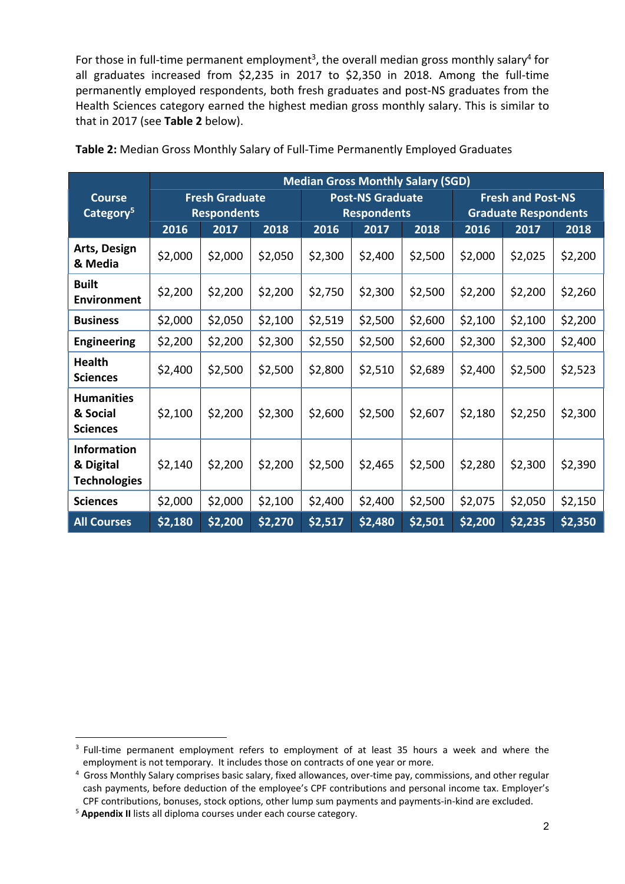For those in full-time permanent employment[3], the overall median gross monthly salary[4] for all graduates increased from $2,235 in 2017 to $2,350 in 2018. Among the full-time permanently employed respondents, both fresh graduates and post-NS graduates from the Health Sciences category earned the highest median gross monthly salary. This is similar to that in 2017 (see **Table 2** below).

**Table 2:** Median Gross Monthly Salary of Full-Time Permanently Employed Graduates

| Course Category[5] | Median Gross Monthly Salary (SGD) | | | | | | | | |
|---|---|---|---|---|---|---|---|---|---|
| | Fresh Graduate Respondents | | | Post-NS Graduate Respondents | | | Fresh and Post-NS Graduate Respondents | | |
| | 2016 | 2017 | 2018 | 2016 | 2017 | 2018 | 2016 | 2017 | 2018 |
| **Arts, Design & Media** | $2,000 | $2,000 | $2,050 | $2,300 | $2,400 | $2,500 | $2,000 | $2,025 | $2,200 |
| **Built Environment** | $2,200 | $2,200 | $2,200 | $2,750 | $2,300 | $2,500 | $2,200 | $2,200 | $2,260 |
| **Business** | $2,000 | $2,050 | $2,100 | $2,519 | $2,500 | $2,600 | $2,100 | $2,100 | $2,200 |
| **Engineering** | $2,200 | $2,200 | $2,300 | $2,550 | $2,500 | $2,600 | $2,300 | $2,300 | $2,400 |
| **Health Sciences** | $2,400 | $2,500 | $2,500 | $2,800 | $2,510 | $2,689 | $2,400 | $2,500 | $2,523 |
| **Humanities & Social Sciences** | $2,100 | $2,200 | $2,300 | $2,600 | $2,500 | $2,607 | $2,180 | $2,250 | $2,300 |
| **Information & Digital Technologies** | $2,140 | $2,200 | $2,200 | $2,500 | $2,465 | $2,500 | $2,280 | $2,300 | $2,390 |
| **Sciences** | $2,000 | $2,000 | $2,100 | $2,400 | $2,400 | $2,500 | $2,075 | $2,050 | $2,150 |
| **All Courses** | **$2,180** | **$2,200** | **$2,270** | **$2,517** | **$2,480** | **$2,501** | **$2,200** | **$2,235** | **$2,350** |

---

[3] Full-time permanent employment refers to employment of at least 35 hours a week and where the employment is not temporary. It includes those on contracts of one year or more.

[4] Gross Monthly Salary comprises basic salary, fixed allowances, over-time pay, commissions, and other regular cash payments, before deduction of the employee's CPF contributions and personal income tax. Employer's CPF contributions, bonuses, stock options, other lump sum payments and payments-in-kind are excluded.

[5] **Appendix II** lists all diploma courses under each course category.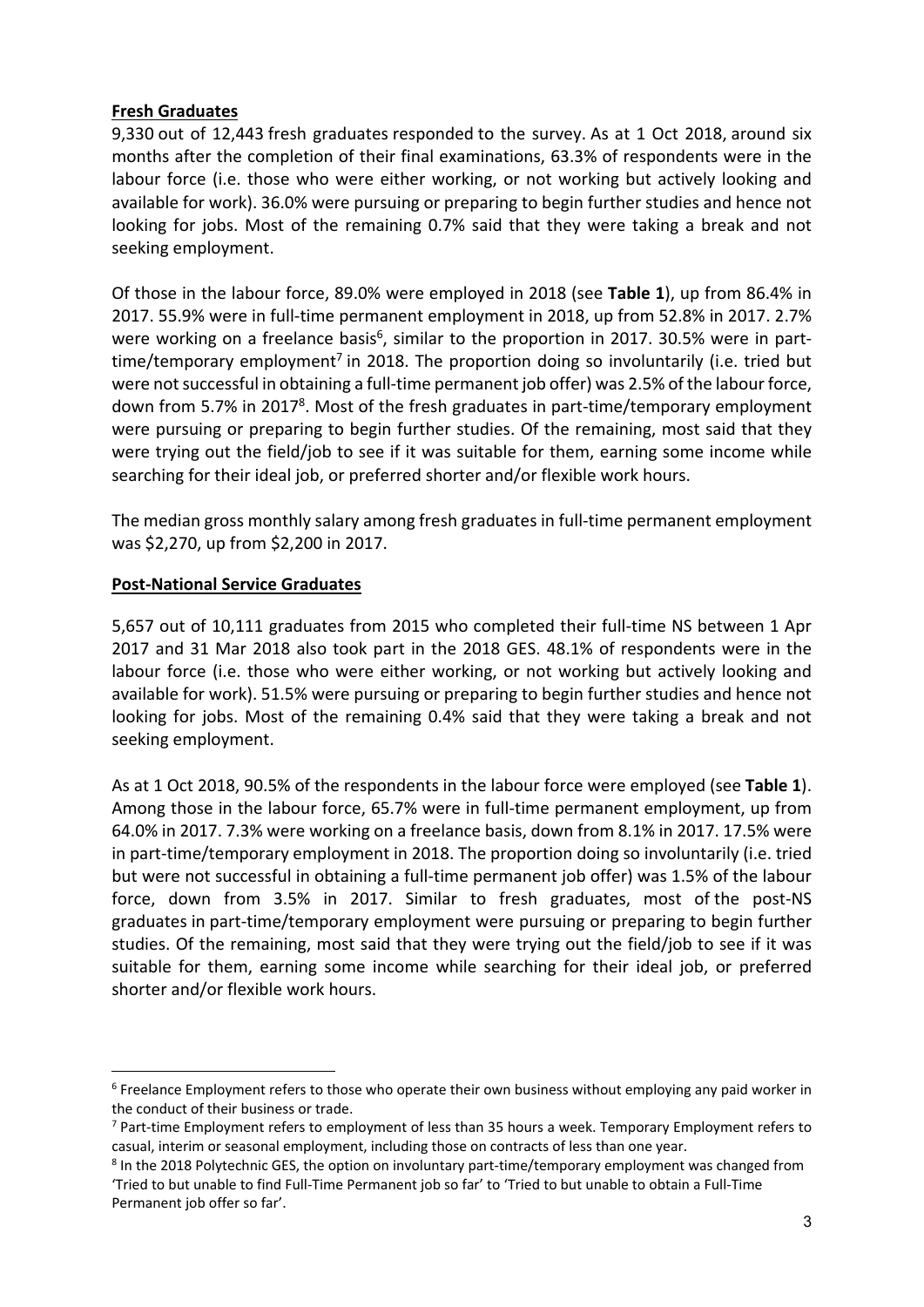**Fresh Graduates**

9,330 out of 12,443 fresh graduates responded to the survey. As at 1 Oct 2018, around six months after the completion of their final examinations, 63.3% of respondents were in the labour force (i.e. those who were either working, or not working but actively looking and available for work). 36.0% were pursuing or preparing to begin further studies and hence not looking for jobs. Most of the remaining 0.7% said that they were taking a break and not seeking employment.

Of those in the labour force, 89.0% were employed in 2018 (see **Table 1**), up from 86.4% in 2017. 55.9% were in full-time permanent employment in 2018, up from 52.8% in 2017. 2.7% were working on a freelance basis[6], similar to the proportion in 2017. 30.5% were in part-time/temporary employment[7] in 2018. The proportion doing so involuntarily (i.e. tried but were not successful in obtaining a full-time permanent job offer) was 2.5% of the labour force, down from 5.7% in 2017[8]. Most of the fresh graduates in part-time/temporary employment were pursuing or preparing to begin further studies. Of the remaining, most said that they were trying out the field/job to see if it was suitable for them, earning some income while searching for their ideal job, or preferred shorter and/or flexible work hours.

The median gross monthly salary among fresh graduates in full-time permanent employment was $2,270, up from $2,200 in 2017.

**Post-National Service Graduates**

5,657 out of 10,111 graduates from 2015 who completed their full-time NS between 1 Apr 2017 and 31 Mar 2018 also took part in the 2018 GES. 48.1% of respondents were in the labour force (i.e. those who were either working, or not working but actively looking and available for work). 51.5% were pursuing or preparing to begin further studies and hence not looking for jobs. Most of the remaining 0.4% said that they were taking a break and not seeking employment.

As at 1 Oct 2018, 90.5% of the respondents in the labour force were employed (see **Table 1**). Among those in the labour force, 65.7% were in full-time permanent employment, up from 64.0% in 2017. 7.3% were working on a freelance basis, down from 8.1% in 2017. 17.5% were in part-time/temporary employment in 2018. The proportion doing so involuntarily (i.e. tried but were not successful in obtaining a full-time permanent job offer) was 1.5% of the labour force, down from 3.5% in 2017. Similar to fresh graduates, most of the post-NS graduates in part-time/temporary employment were pursuing or preparing to begin further studies. Of the remaining, most said that they were trying out the field/job to see if it was suitable for them, earning some income while searching for their ideal job, or preferred shorter and/or flexible work hours.

---

[6] Freelance Employment refers to those who operate their own business without employing any paid worker in the conduct of their business or trade.

[7] Part-time Employment refers to employment of less than 35 hours a week. Temporary Employment refers to casual, interim or seasonal employment, including those on contracts of less than one year.

[8] In the 2018 Polytechnic GES, the option on involuntary part-time/temporary employment was changed from 'Tried to but unable to find Full-Time Permanent job so far' to 'Tried to but unable to obtain a Full-Time Permanent job offer so far'.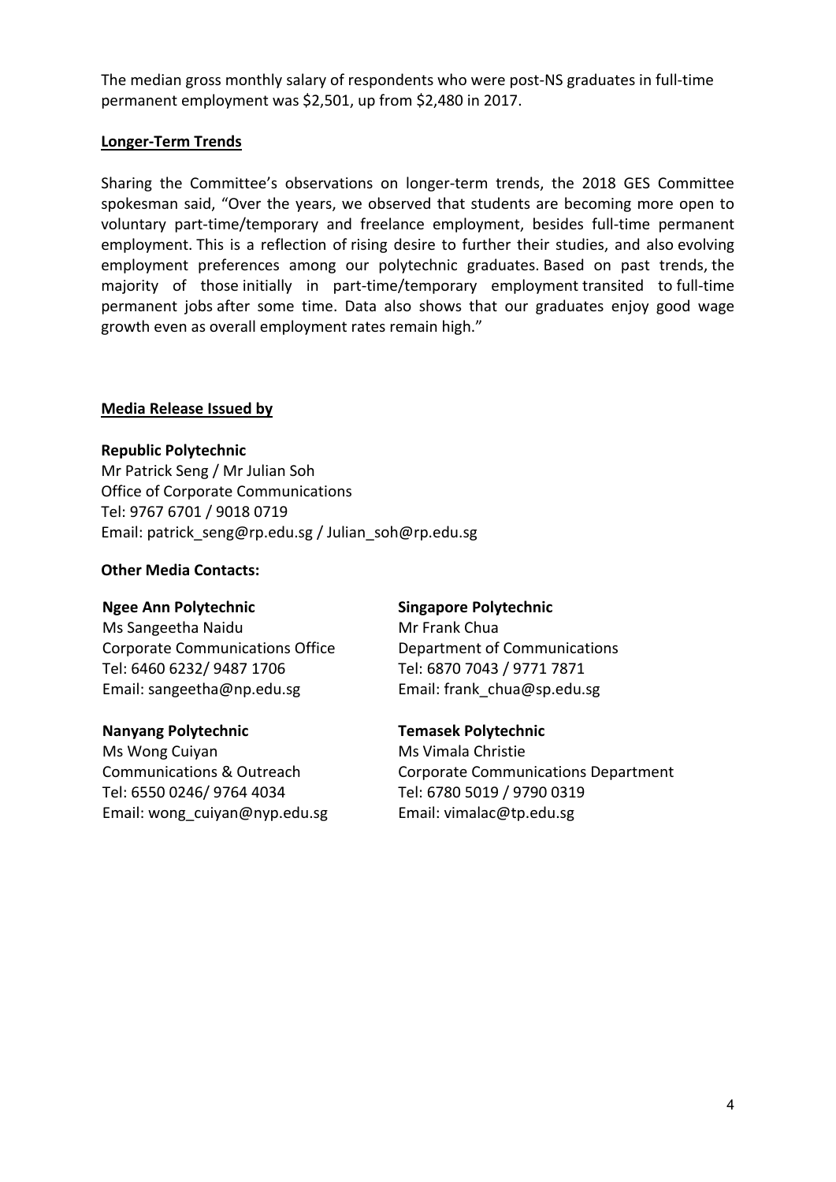The median gross monthly salary of respondents who were post-NS graduates in full-time permanent employment was $2,501, up from $2,480 in 2017.

**Longer-Term Trends**

Sharing the Committee's observations on longer-term trends, the 2018 GES Committee spokesman said, "Over the years, we observed that students are becoming more open to voluntary part-time/temporary and freelance employment, besides full-time permanent employment. This is a reflection of rising desire to further their studies, and also evolving employment preferences among our polytechnic graduates. Based on past trends, the majority of those initially in part-time/temporary employment transited to full-time permanent jobs after some time. Data also shows that our graduates enjoy good wage growth even as overall employment rates remain high."

**Media Release Issued by**

**Republic Polytechnic**
Mr Patrick Seng / Mr Julian Soh
Office of Corporate Communications
Tel: 9767 6701 / 9018 0719
Email: patrick_seng@rp.edu.sg / Julian_soh@rp.edu.sg

**Other Media Contacts:**

**Ngee Ann Polytechnic**
Ms Sangeetha Naidu
Corporate Communications Office
Tel: 6460 6232/ 9487 1706
Email: sangeetha@np.edu.sg

**Singapore Polytechnic**
Mr Frank Chua
Department of Communications
Tel: 6870 7043 / 9771 7871
Email: frank_chua@sp.edu.sg

**Nanyang Polytechnic**
Ms Wong Cuiyan
Communications & Outreach
Tel: 6550 0246/ 9764 4034
Email: wong_cuiyan@nyp.edu.sg

**Temasek Polytechnic**
Ms Vimala Christie
Corporate Communications Department
Tel: 6780 5019 / 9790 0319
Email: vimalac@tp.edu.sg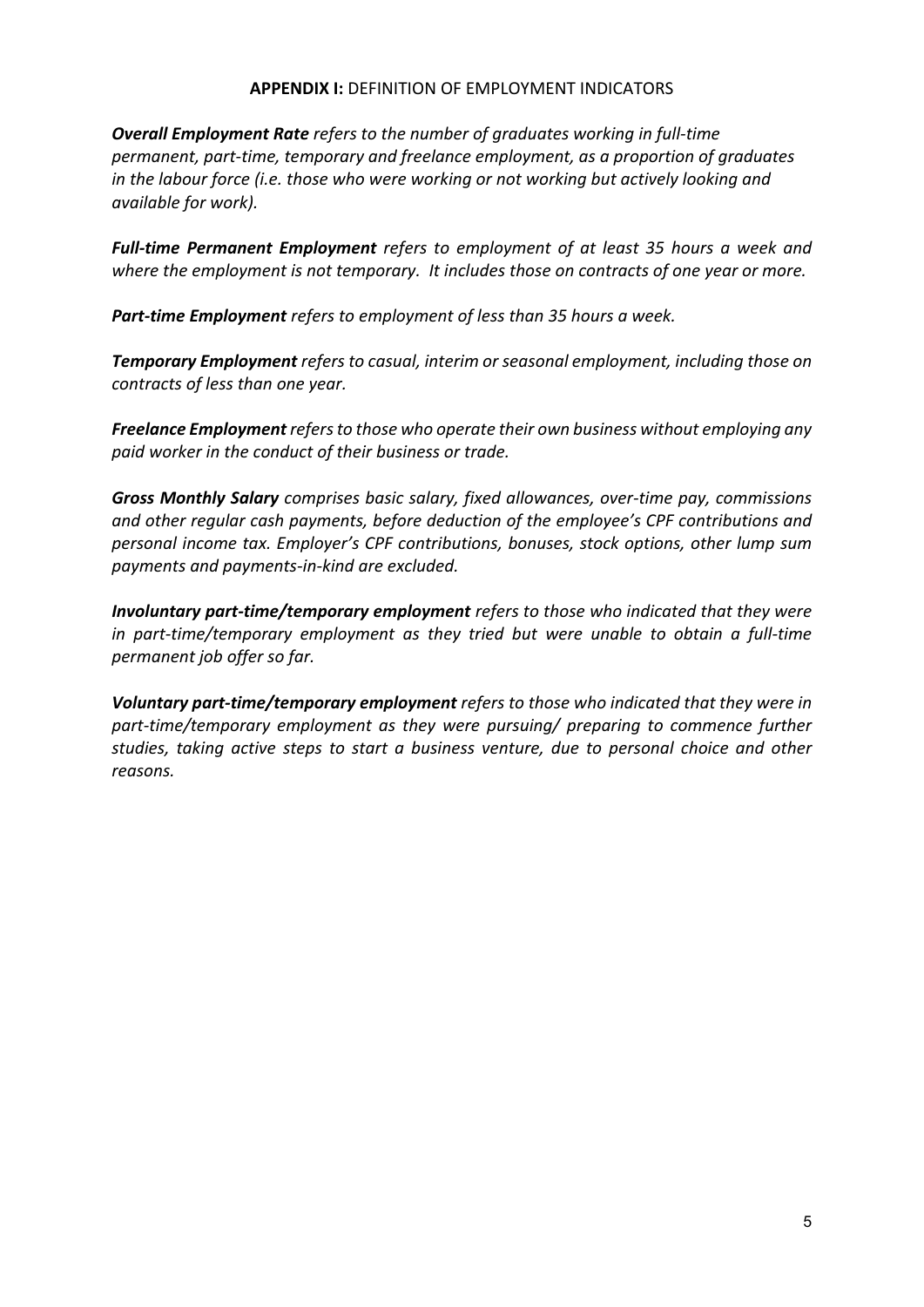## **APPENDIX I:** DEFINITION OF EMPLOYMENT INDICATORS

***Overall Employment Rate*** *refers to the number of graduates working in full-time permanent, part-time, temporary and freelance employment, as a proportion of graduates in the labour force (i.e. those who were working or not working but actively looking and available for work).*

***Full-time Permanent Employment*** *refers to employment of at least 35 hours a week and where the employment is not temporary. It includes those on contracts of one year or more.*

***Part-time Employment*** *refers to employment of less than 35 hours a week.*

***Temporary Employment*** *refers to casual, interim or seasonal employment, including those on contracts of less than one year.*

***Freelance Employment*** *refers to those who operate their own business without employing any paid worker in the conduct of their business or trade.*

***Gross Monthly Salary*** *comprises basic salary, fixed allowances, over-time pay, commissions and other regular cash payments, before deduction of the employee's CPF contributions and personal income tax. Employer's CPF contributions, bonuses, stock options, other lump sum payments and payments-in-kind are excluded.*

***Involuntary part-time/temporary employment*** *refers to those who indicated that they were in part-time/temporary employment as they tried but were unable to obtain a full-time permanent job offer so far.*

***Voluntary part-time/temporary employment*** *refers to those who indicated that they were in part-time/temporary employment as they were pursuing/ preparing to commence further studies, taking active steps to start a business venture, due to personal choice and other reasons.*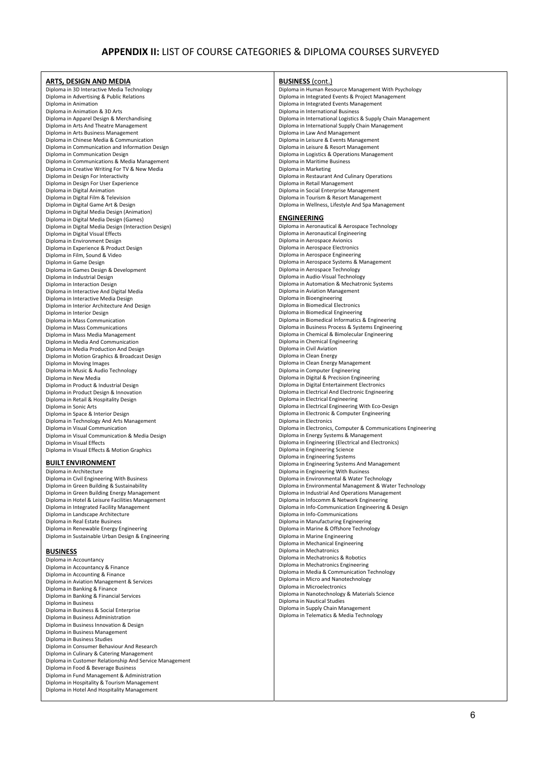# APPENDIX II: LIST OF COURSE CATEGORIES & DIPLOMA COURSES SURVEYED

## ARTS, DESIGN AND MEDIA

Diploma in 3D Interactive Media Technology
Diploma in Advertising & Public Relations
Diploma in Animation
Diploma in Animation & 3D Arts
Diploma in Apparel Design & Merchandising
Diploma in Arts And Theatre Management
Diploma in Arts Business Management
Diploma in Chinese Media & Communication
Diploma in Communication and Information Design
Diploma in Communication Design
Diploma in Communications & Media Management
Diploma in Creative Writing For TV & New Media
Diploma in Design For Interactivity
Diploma in Design For User Experience
Diploma in Digital Animation
Diploma in Digital Film & Television
Diploma in Digital Game Art & Design
Diploma in Digital Media Design (Animation)
Diploma in Digital Media Design (Games)
Diploma in Digital Media Design (Interaction Design)
Diploma in Digital Visual Effects
Diploma in Environment Design
Diploma in Experience & Product Design
Diploma in Film, Sound & Video
Diploma in Game Design
Diploma in Games Design & Development
Diploma in Industrial Design
Diploma in Interaction Design
Diploma in Interactive And Digital Media
Diploma in Interactive Media Design
Diploma in Interior Architecture And Design
Diploma in Interior Design
Diploma in Mass Communication
Diploma in Mass Communications
Diploma in Mass Media Management
Diploma in Media And Communication
Diploma in Media Production And Design
Diploma in Motion Graphics & Broadcast Design
Diploma in Moving Images
Diploma in Music & Audio Technology
Diploma in New Media
Diploma in Product & Industrial Design
Diploma in Product Design & Innovation
Diploma in Retail & Hospitality Design
Diploma in Sonic Arts
Diploma in Space & Interior Design
Diploma in Technology And Arts Management
Diploma in Visual Communication
Diploma in Visual Communication & Media Design
Diploma in Visual Effects
Diploma in Visual Effects & Motion Graphics

## BUILT ENVIRONMENT

Diploma in Architecture
Diploma in Civil Engineering With Business
Diploma in Green Building & Sustainability
Diploma in Green Building Energy Management
Diploma in Hotel & Leisure Facilities Management
Diploma in Integrated Facility Management
Diploma in Landscape Architecture
Diploma in Real Estate Business
Diploma in Renewable Energy Engineering
Diploma in Sustainable Urban Design & Engineering

## BUSINESS

Diploma in Accountancy
Diploma in Accountancy & Finance
Diploma in Accounting & Finance
Diploma in Aviation Management & Services
Diploma in Banking & Finance
Diploma in Banking & Financial Services
Diploma in Business
Diploma in Business & Social Enterprise
Diploma in Business Administration
Diploma in Business Innovation & Design
Diploma in Business Management
Diploma in Business Studies
Diploma in Consumer Behaviour And Research
Diploma in Culinary & Catering Management
Diploma in Customer Relationship And Service Management
Diploma in Food & Beverage Business
Diploma in Fund Management & Administration
Diploma in Hospitality & Tourism Management
Diploma in Hotel And Hospitality Management

## BUSINESS (cont.)

Diploma in Human Resource Management With Psychology
Diploma in Integrated Events & Project Management
Diploma in Integrated Events Management
Diploma in International Business
Diploma in International Logistics & Supply Chain Management
Diploma in International Supply Chain Management
Diploma in Law And Management
Diploma in Leisure & Events Management
Diploma in Leisure & Resort Management
Diploma in Logistics & Operations Management
Diploma in Maritime Business
Diploma in Marketing
Diploma in Restaurant And Culinary Operations
Diploma in Retail Management
Diploma in Social Enterprise Management
Diploma in Tourism & Resort Management
Diploma in Wellness, Lifestyle And Spa Management

## ENGINEERING

Diploma in Aeronautical & Aerospace Technology
Diploma in Aeronautical Engineering
Diploma in Aerospace Avionics
Diploma in Aerospace Electronics
Diploma in Aerospace Engineering
Diploma in Aerospace Systems & Management
Diploma in Aerospace Technology
Diploma in Audio-Visual Technology
Diploma in Automation & Mechatronic Systems
Diploma in Aviation Management
Diploma in Bioengineering
Diploma in Biomedical Electronics
Diploma in Biomedical Engineering
Diploma in Biomedical Informatics & Engineering
Diploma in Business Process & Systems Engineering
Diploma in Chemical & Bimolecular Engineering
Diploma in Chemical Engineering
Diploma in Civil Aviation
Diploma in Clean Energy
Diploma in Clean Energy Management
Diploma in Computer Engineering
Diploma in Digital & Precision Engineering
Diploma in Digital Entertainment Electronics
Diploma in Electrical And Electronic Engineering
Diploma in Electrical Engineering
Diploma in Electrical Engineering With Eco-Design
Diploma in Electronic & Computer Engineering
Diploma in Electronics
Diploma in Electronics, Computer & Communications Engineering
Diploma in Energy Systems & Management
Diploma in Engineering (Electrical and Electronics)
Diploma in Engineering Science
Diploma in Engineering Systems
Diploma in Engineering Systems And Management
Diploma in Engineering With Business
Diploma in Environmental & Water Technology
Diploma in Environmental Management & Water Technology
Diploma in Industrial And Operations Management
Diploma in Infocomm & Network Engineering
Diploma in Info-Communication Engineering & Design
Diploma in Info-Communications
Diploma in Manufacturing Engineering
Diploma in Marine & Offshore Technology
Diploma in Marine Engineering
Diploma in Mechanical Engineering
Diploma in Mechatronics
Diploma in Mechatronics & Robotics
Diploma in Mechatronics Engineering
Diploma in Media & Communication Technology
Diploma in Micro and Nanotechnology
Diploma in Microelectronics
Diploma in Nanotechnology & Materials Science
Diploma in Nautical Studies
Diploma in Supply Chain Management
Diploma in Telematics & Media Technology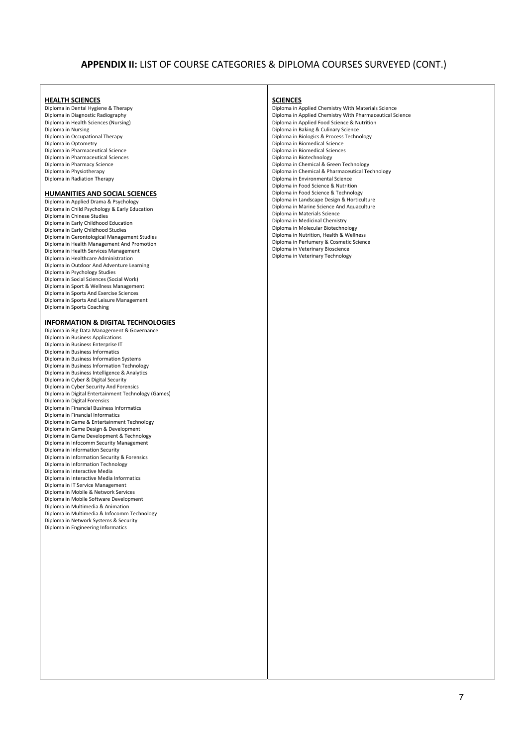## **APPENDIX II:** LIST OF COURSE CATEGORIES & DIPLOMA COURSES SURVEYED (CONT.)

### HEALTH SCIENCES

Diploma in Dental Hygiene & Therapy
Diploma in Diagnostic Radiography
Diploma in Health Sciences (Nursing)
Diploma in Nursing
Diploma in Occupational Therapy
Diploma in Optometry
Diploma in Pharmaceutical Science
Diploma in Pharmaceutical Sciences
Diploma in Pharmacy Science
Diploma in Physiotherapy
Diploma in Radiation Therapy

### HUMANITIES AND SOCIAL SCIENCES

Diploma in Applied Drama & Psychology
Diploma in Child Psychology & Early Education
Diploma in Chinese Studies
Diploma in Early Childhood Education
Diploma in Early Childhood Studies
Diploma in Gerontological Management Studies
Diploma in Health Management And Promotion
Diploma in Health Services Management
Diploma in Healthcare Administration
Diploma in Outdoor And Adventure Learning
Diploma in Psychology Studies
Diploma in Social Sciences (Social Work)
Diploma in Sport & Wellness Management
Diploma in Sports And Exercise Sciences
Diploma in Sports And Leisure Management
Diploma in Sports Coaching

### INFORMATION & DIGITAL TECHNOLOGIES

Diploma in Big Data Management & Governance
Diploma in Business Applications
Diploma in Business Enterprise IT
Diploma in Business Informatics
Diploma in Business Information Systems
Diploma in Business Information Technology
Diploma in Business Intelligence & Analytics
Diploma in Cyber & Digital Security
Diploma in Cyber Security And Forensics
Diploma in Digital Entertainment Technology (Games)
Diploma in Digital Forensics
Diploma in Financial Business Informatics
Diploma in Financial Informatics
Diploma in Game & Entertainment Technology
Diploma in Game Design & Development
Diploma in Game Development & Technology
Diploma in Infocomm Security Management
Diploma in Information Security
Diploma in Information Security & Forensics
Diploma in Information Technology
Diploma in Interactive Media
Diploma in Interactive Media Informatics
Diploma in IT Service Management
Diploma in Mobile & Network Services
Diploma in Mobile Software Development
Diploma in Multimedia & Animation
Diploma in Multimedia & Infocomm Technology
Diploma in Network Systems & Security
Diploma in Engineering Informatics

### SCIENCES

Diploma in Applied Chemistry With Materials Science
Diploma in Applied Chemistry With Pharmaceutical Science
Diploma in Applied Food Science & Nutrition
Diploma in Baking & Culinary Science
Diploma in Biologics & Process Technology
Diploma in Biomedical Science
Diploma in Biomedical Sciences
Diploma in Biotechnology
Diploma in Chemical & Green Technology
Diploma in Chemical & Pharmaceutical Technology
Diploma in Environmental Science
Diploma in Food Science & Nutrition
Diploma in Food Science & Technology
Diploma in Landscape Design & Horticulture
Diploma in Marine Science And Aquaculture
Diploma in Materials Science
Diploma in Medicinal Chemistry
Diploma in Molecular Biotechnology
Diploma in Nutrition, Health & Wellness
Diploma in Perfumery & Cosmetic Science
Diploma in Veterinary Bioscience
Diploma in Veterinary Technology